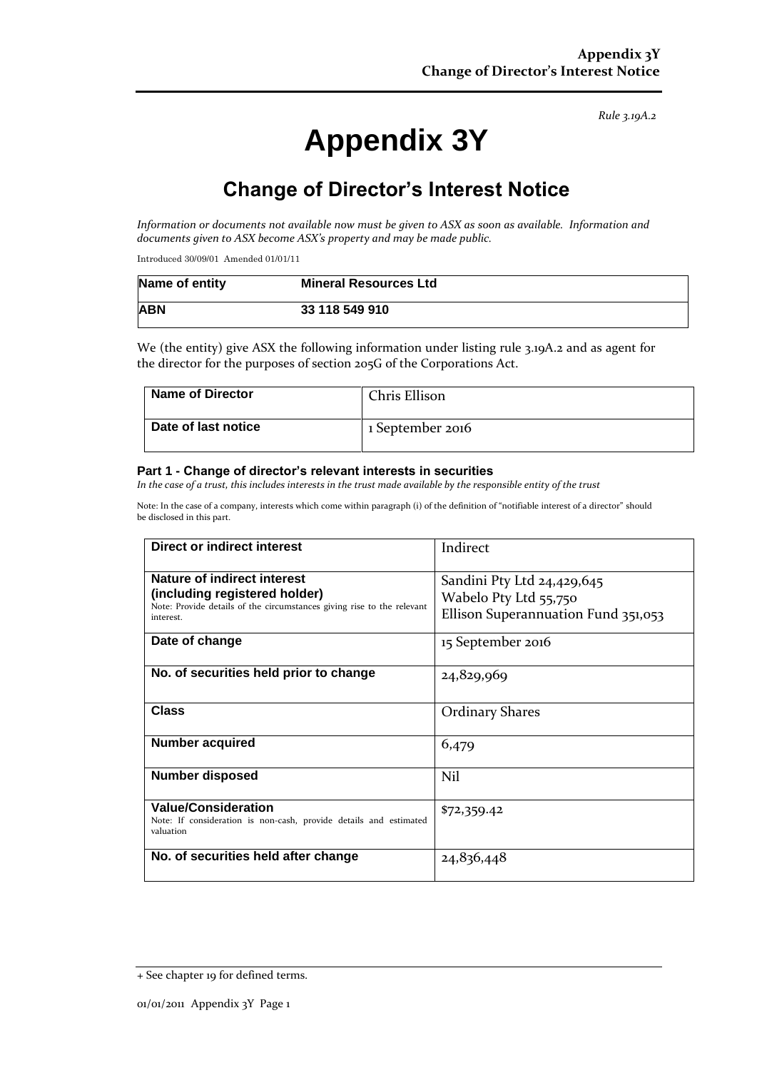*Rule 3.19A.2*

# Appendix 3Y

## Change of Director's Interest Notice

*Information or documents not available now must be given to ASX as soon as available. Information and documents given to ASX become ASX's property and may be made public.*

Introduced 30/09/01 Amended 01/01/11

| Name of entity | Mineral Resources Ltd |
|---|---|
| **ABN** | **33 118 549 910** |

We (the entity) give ASX the following information under listing rule 3.19A.2 and as agent for the director for the purposes of section 205G of the Corporations Act.

| Name of Director | Chris Ellison |
|---|---|
| **Date of last notice** | 1 September 2016 |

### Part 1 - Change of director's relevant interests in securities

*In the case of a trust, this includes interests in the trust made available by the responsible entity of the trust*

Note: In the case of a company, interests which come within paragraph (i) of the definition of "notifiable interest of a director" should be disclosed in this part.

| Direct or indirect interest | Indirect |
|---|---|
| **Nature of indirect interest (including registered holder)**<br>Note: Provide details of the circumstances giving rise to the relevant interest. | Sandini Pty Ltd 24,429,645<br>Wabelo Pty Ltd 55,750<br>Ellison Superannuation Fund 351,053 |
| **Date of change** | 15 September 2016 |
| **No. of securities held prior to change** | 24,829,969 |
| **Class** | Ordinary Shares |
| **Number acquired** | 6,479 |
| **Number disposed** | Nil |
| **Value/Consideration**<br>Note: If consideration is non-cash, provide details and estimated valuation | $72,359.42 |
| **No. of securities held after change** | 24,836,448 |

+ See chapter 19 for defined terms.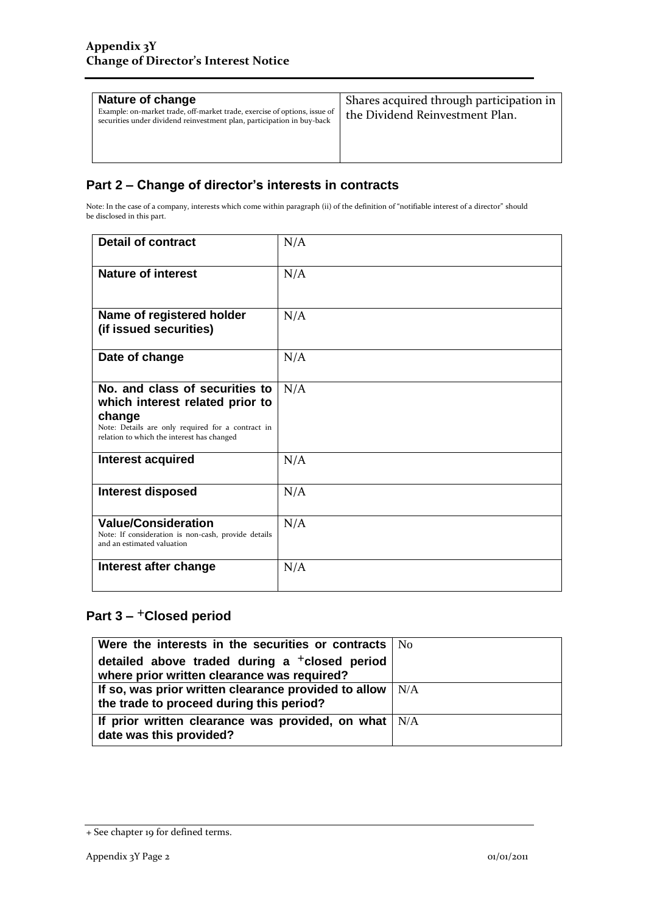| | |
|---|---|
| **Nature of change**<br>Example: on-market trade, off-market trade, exercise of options, issue of securities under dividend reinvestment plan, participation in buy-back | Shares acquired through participation in the Dividend Reinvestment Plan. |

## Part 2 – Change of director's interests in contracts

Note: In the case of a company, interests which come within paragraph (ii) of the definition of "notifiable interest of a director" should be disclosed in this part.

| | |
|---|---|
| **Detail of contract** | N/A |
| **Nature of interest** | N/A |
| **Name of registered holder (if issued securities)** | N/A |
| **Date of change** | N/A |
| **No. and class of securities to which interest related prior to change**<br>Note: Details are only required for a contract in relation to which the interest has changed | N/A |
| **Interest acquired** | N/A |
| **Interest disposed** | N/A |
| **Value/Consideration**<br>Note: If consideration is non-cash, provide details and an estimated valuation | N/A |
| **Interest after change** | N/A |

## Part 3 – +Closed period

| | |
|---|---|
| **Were the interests in the securities or contracts detailed above traded during a +closed period where prior written clearance was required?** | No |
| **If so, was prior written clearance provided to allow the trade to proceed during this period?** | N/A |
| **If prior written clearance was provided, on what date was this provided?** | N/A |

+ See chapter 19 for defined terms.